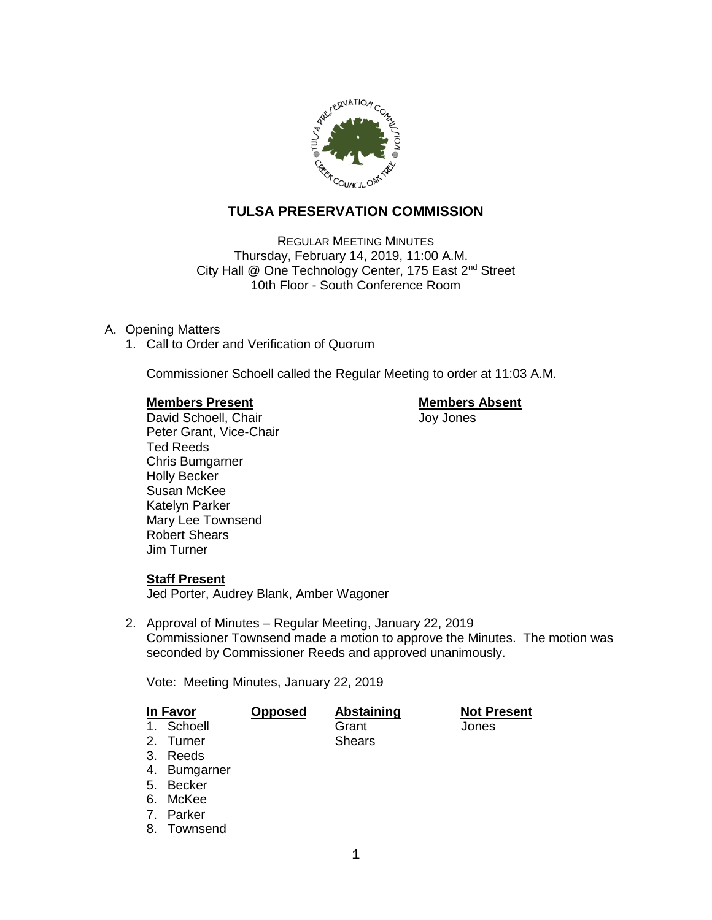# TULSA PRESERVATION COMMISSION

REGULAR MEETING MINUTES
Thursday, February 14, 2019, 11:00 A.M.
City Hall @ One Technology Center, 175 East 2nd Street
10th Floor - South Conference Room

A. Opening Matters
   1. Call to Order and Verification of Quorum

      Commissioner Schoell called the Regular Meeting to order at 11:03 A.M.

| **Members Present** | **Members Absent** |
| --- | --- |
| David Schoell, Chair | Joy Jones |
| Peter Grant, Vice-Chair | |
| Ted Reeds | |
| Chris Bumgarner | |
| Holly Becker | |
| Susan McKee | |
| Katelyn Parker | |
| Mary Lee Townsend | |
| Robert Shears | |
| Jim Turner | |

**Staff Present**
Jed Porter, Audrey Blank, Amber Wagoner

   2. Approval of Minutes – Regular Meeting, January 22, 2019
      Commissioner Townsend made a motion to approve the Minutes. The motion was seconded by Commissioner Reeds and approved unanimously.

      Vote: Meeting Minutes, January 22, 2019

| In Favor | Opposed | Abstaining | Not Present |
| --- | --- | --- | --- |
| 1. Schoell | | Grant | Jones |
| 2. Turner | | Shears | |
| 3. Reeds | | | |
| 4. Bumgarner | | | |
| 5. Becker | | | |
| 6. McKee | | | |
| 7. Parker | | | |
| 8. Townsend | | | |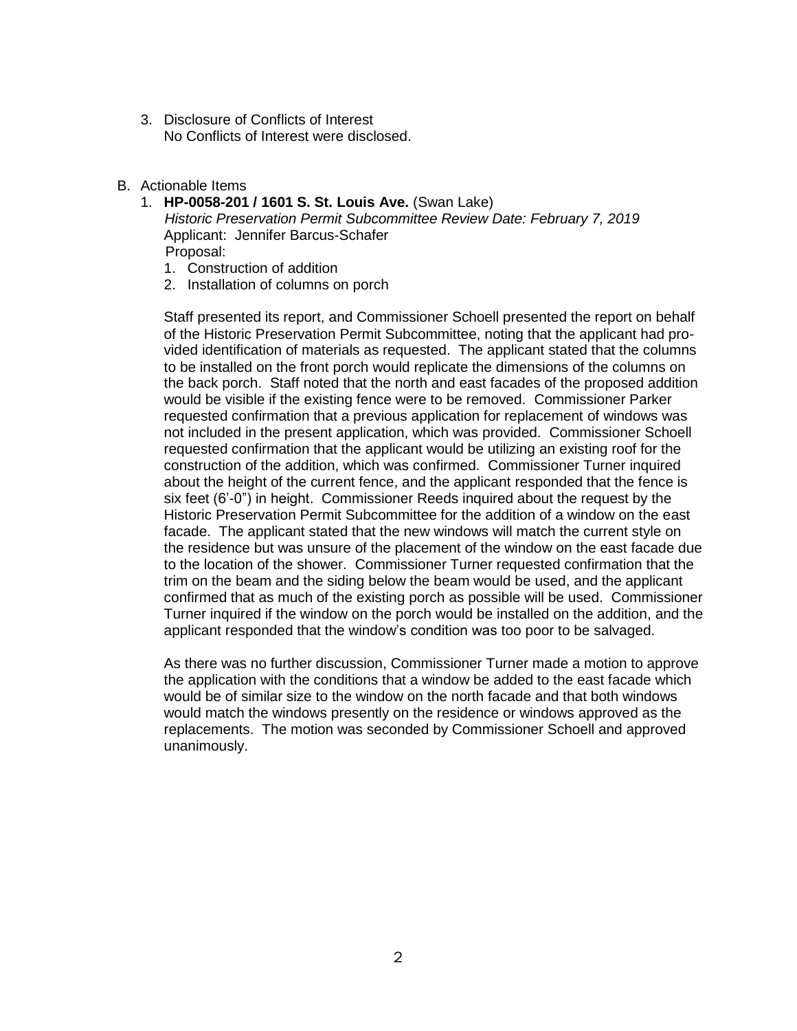3. Disclosure of Conflicts of Interest
   No Conflicts of Interest were disclosed.

B. Actionable Items
   1. **HP-0058-201 / 1601 S. St. Louis Ave.** (Swan Lake)
      *Historic Preservation Permit Subcommittee Review Date: February 7, 2019*
      Applicant: Jennifer Barcus-Schafer
      Proposal:
      1. Construction of addition
      2. Installation of columns on porch

      Staff presented its report, and Commissioner Schoell presented the report on behalf of the Historic Preservation Permit Subcommittee, noting that the applicant had provided identification of materials as requested. The applicant stated that the columns to be installed on the front porch would replicate the dimensions of the columns on the back porch. Staff noted that the north and east facades of the proposed addition would be visible if the existing fence were to be removed. Commissioner Parker requested confirmation that a previous application for replacement of windows was not included in the present application, which was provided. Commissioner Schoell requested confirmation that the applicant would be utilizing an existing roof for the construction of the addition, which was confirmed. Commissioner Turner inquired about the height of the current fence, and the applicant responded that the fence is six feet (6'-0") in height. Commissioner Reeds inquired about the request by the Historic Preservation Permit Subcommittee for the addition of a window on the east facade. The applicant stated that the new windows will match the current style on the residence but was unsure of the placement of the window on the east facade due to the location of the shower. Commissioner Turner requested confirmation that the trim on the beam and the siding below the beam would be used, and the applicant confirmed that as much of the existing porch as possible will be used. Commissioner Turner inquired if the window on the porch would be installed on the addition, and the applicant responded that the window's condition was too poor to be salvaged.

      As there was no further discussion, Commissioner Turner made a motion to approve the application with the conditions that a window be added to the east facade which would be of similar size to the window on the north facade and that both windows would match the windows presently on the residence or windows approved as the replacements. The motion was seconded by Commissioner Schoell and approved unanimously.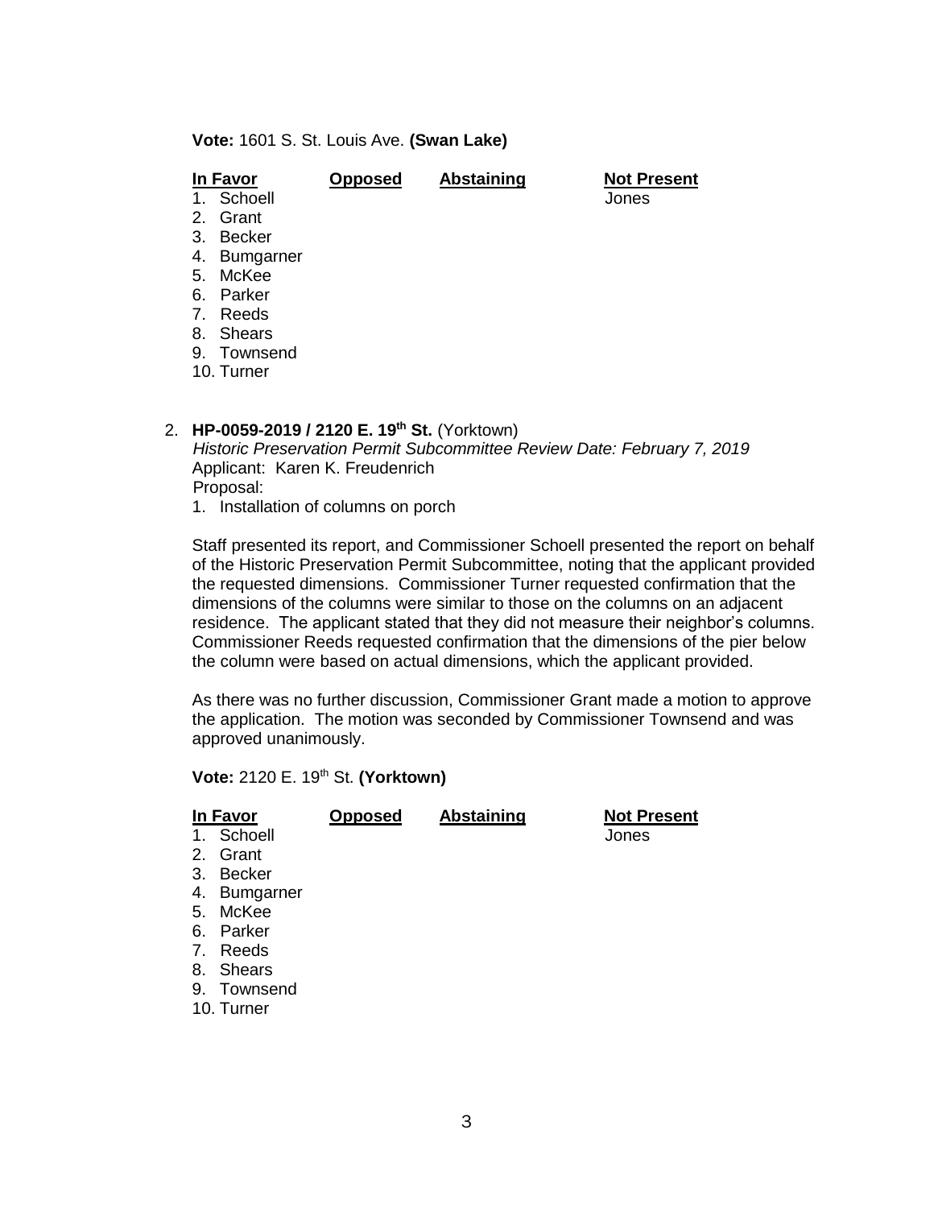**Vote:** 1601 S. St. Louis Ave. **(Swan Lake)**

| In Favor | Opposed | Abstaining | Not Present |
|---|---|---|---|
| 1. Schoell | | | Jones |
| 2. Grant | | | |
| 3. Becker | | | |
| 4. Bumgarner | | | |
| 5. McKee | | | |
| 6. Parker | | | |
| 7. Reeds | | | |
| 8. Shears | | | |
| 9. Townsend | | | |
| 10. Turner | | | |

2. **HP-0059-2019 / 2120 E. 19th St.** (Yorktown)
   *Historic Preservation Permit Subcommittee Review Date: February 7, 2019*
   Applicant: Karen K. Freudenrich
   Proposal:
   1. Installation of columns on porch

   Staff presented its report, and Commissioner Schoell presented the report on behalf of the Historic Preservation Permit Subcommittee, noting that the applicant provided the requested dimensions. Commissioner Turner requested confirmation that the dimensions of the columns were similar to those on the columns on an adjacent residence. The applicant stated that they did not measure their neighbor's columns. Commissioner Reeds requested confirmation that the dimensions of the pier below the column were based on actual dimensions, which the applicant provided.

   As there was no further discussion, Commissioner Grant made a motion to approve the application. The motion was seconded by Commissioner Townsend and was approved unanimously.

**Vote:** 2120 E. 19th St. **(Yorktown)**

| In Favor | Opposed | Abstaining | Not Present |
|---|---|---|---|
| 1. Schoell | | | Jones |
| 2. Grant | | | |
| 3. Becker | | | |
| 4. Bumgarner | | | |
| 5. McKee | | | |
| 6. Parker | | | |
| 7. Reeds | | | |
| 8. Shears | | | |
| 9. Townsend | | | |
| 10. Turner | | | |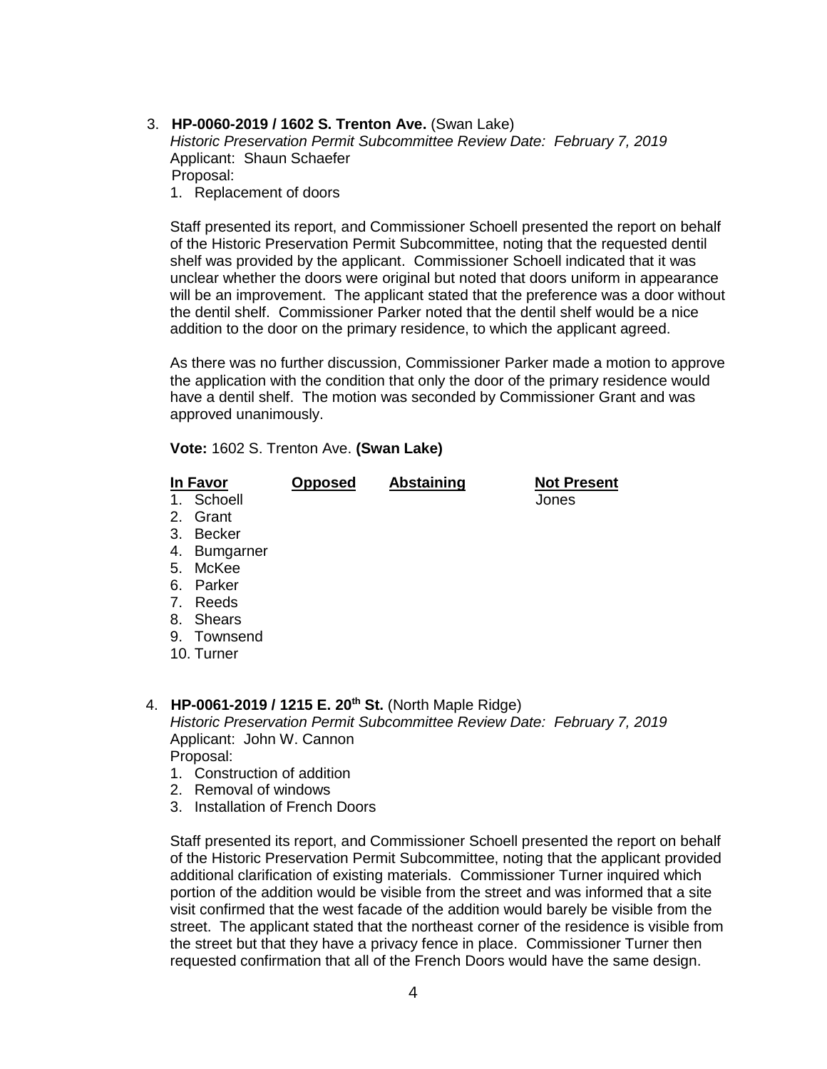3. **HP-0060-2019 / 1602 S. Trenton Ave.** (Swan Lake)
   *Historic Preservation Permit Subcommittee Review Date: February 7, 2019*
   Applicant: Shaun Schaefer
   Proposal:
   1. Replacement of doors

   Staff presented its report, and Commissioner Schoell presented the report on behalf of the Historic Preservation Permit Subcommittee, noting that the requested dentil shelf was provided by the applicant. Commissioner Schoell indicated that it was unclear whether the doors were original but noted that doors uniform in appearance will be an improvement. The applicant stated that the preference was a door without the dentil shelf. Commissioner Parker noted that the dentil shelf would be a nice addition to the door on the primary residence, to which the applicant agreed.

   As there was no further discussion, Commissioner Parker made a motion to approve the application with the condition that only the door of the primary residence would have a dentil shelf. The motion was seconded by Commissioner Grant and was approved unanimously.

   **Vote:** 1602 S. Trenton Ave. **(Swan Lake)**

| In Favor | Opposed | Abstaining | Not Present |
|---|---|---|---|
| 1. Schoell | | | Jones |
| 2. Grant | | | |
| 3. Becker | | | |
| 4. Bumgarner | | | |
| 5. McKee | | | |
| 6. Parker | | | |
| 7. Reeds | | | |
| 8. Shears | | | |
| 9. Townsend | | | |
| 10. Turner | | | |

4. **HP-0061-2019 / 1215 E. 20th St.** (North Maple Ridge)
   *Historic Preservation Permit Subcommittee Review Date: February 7, 2019*
   Applicant: John W. Cannon
   Proposal:
   1. Construction of addition
   2. Removal of windows
   3. Installation of French Doors

   Staff presented its report, and Commissioner Schoell presented the report on behalf of the Historic Preservation Permit Subcommittee, noting that the applicant provided additional clarification of existing materials. Commissioner Turner inquired which portion of the addition would be visible from the street and was informed that a site visit confirmed that the west facade of the addition would barely be visible from the street. The applicant stated that the northeast corner of the residence is visible from the street but that they have a privacy fence in place. Commissioner Turner then requested confirmation that all of the French Doors would have the same design.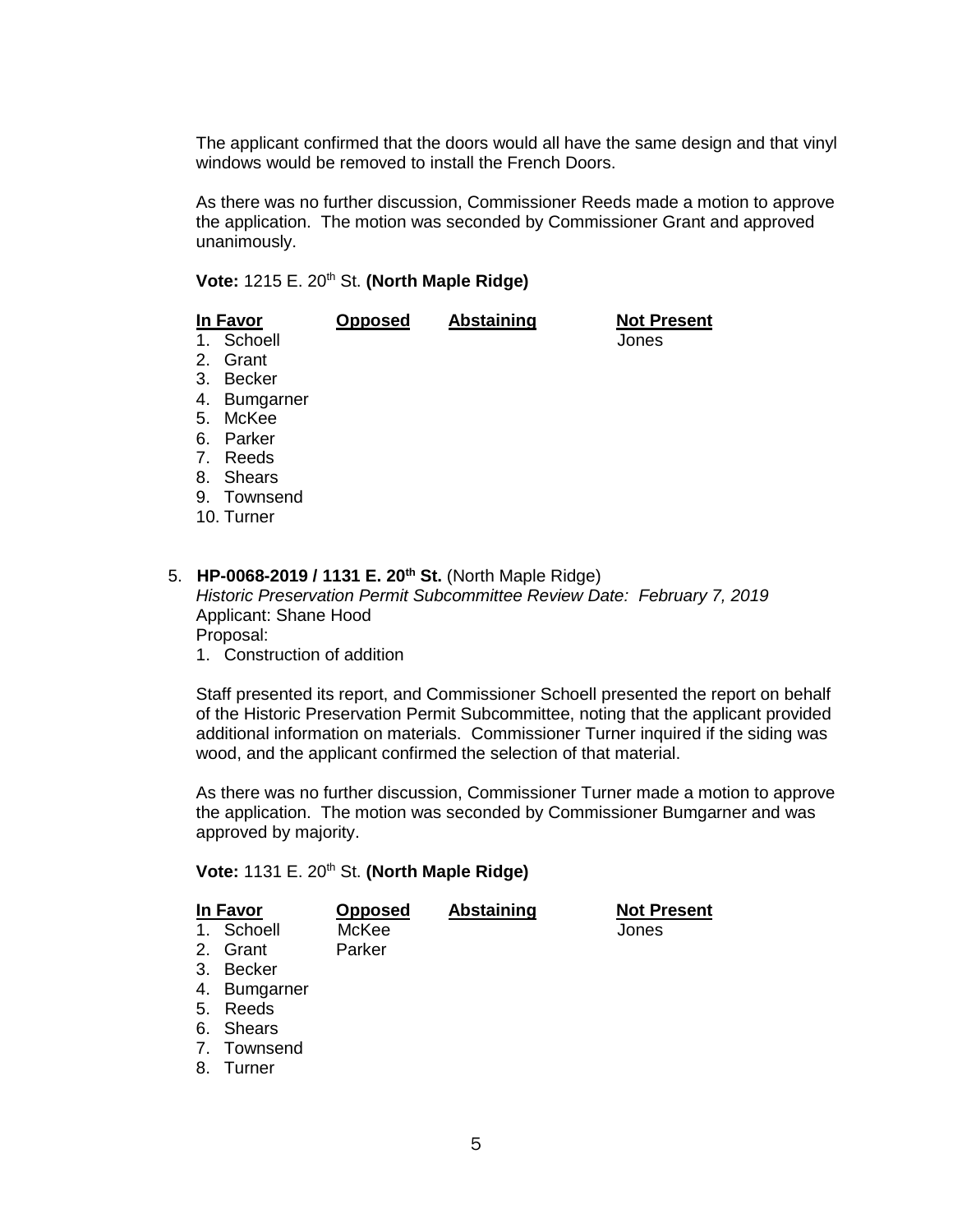The applicant confirmed that the doors would all have the same design and that vinyl windows would be removed to install the French Doors.

As there was no further discussion, Commissioner Reeds made a motion to approve the application. The motion was seconded by Commissioner Grant and approved unanimously.

**Vote:** 1215 E. 20th St. **(North Maple Ridge)**

| In Favor | Opposed | Abstaining | Not Present |
|---|---|---|---|
| 1. Schoell | | | Jones |
| 2. Grant | | | |
| 3. Becker | | | |
| 4. Bumgarner | | | |
| 5. McKee | | | |
| 6. Parker | | | |
| 7. Reeds | | | |
| 8. Shears | | | |
| 9. Townsend | | | |
| 10. Turner | | | |

5. **HP-0068-2019 / 1131 E. 20th St.** (North Maple Ridge)
   *Historic Preservation Permit Subcommittee Review Date: February 7, 2019*
   Applicant: Shane Hood
   Proposal:
   1. Construction of addition

   Staff presented its report, and Commissioner Schoell presented the report on behalf of the Historic Preservation Permit Subcommittee, noting that the applicant provided additional information on materials. Commissioner Turner inquired if the siding was wood, and the applicant confirmed the selection of that material.

   As there was no further discussion, Commissioner Turner made a motion to approve the application. The motion was seconded by Commissioner Bumgarner and was approved by majority.

   **Vote:** 1131 E. 20th St. **(North Maple Ridge)**

| In Favor | Opposed | Abstaining | Not Present |
|---|---|---|---|
| 1. Schoell | McKee | | Jones |
| 2. Grant | Parker | | |
| 3. Becker | | | |
| 4. Bumgarner | | | |
| 5. Reeds | | | |
| 6. Shears | | | |
| 7. Townsend | | | |
| 8. Turner | | | |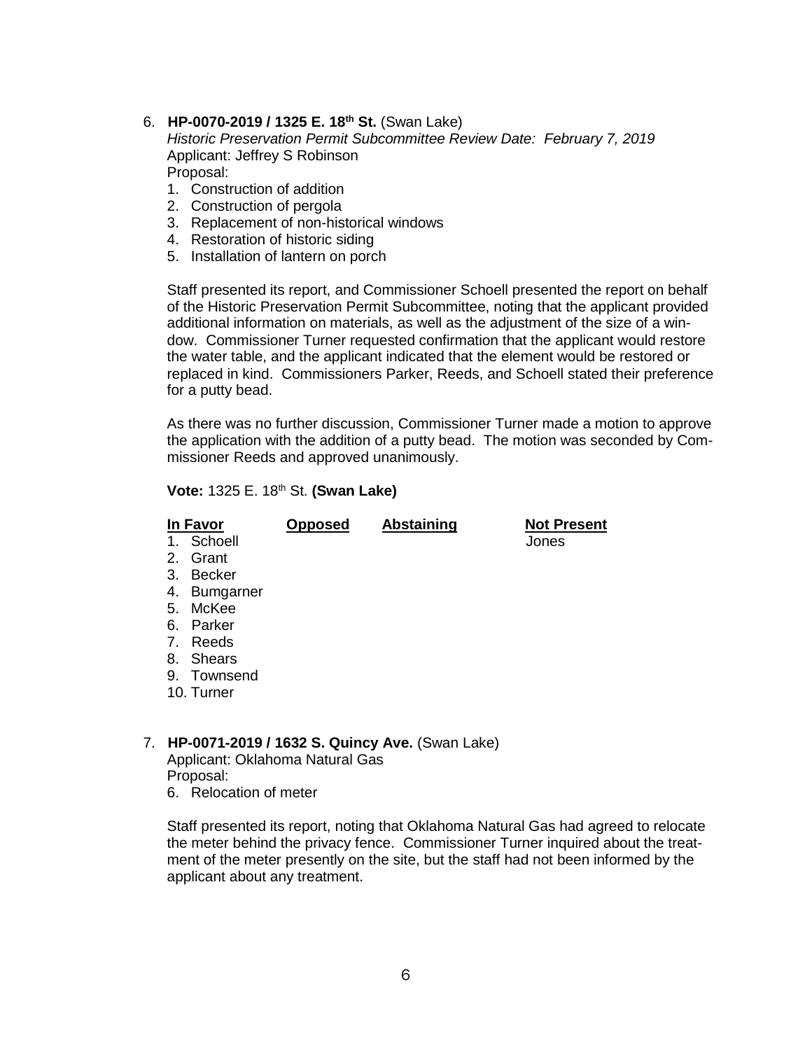6. **HP-0070-2019 / 1325 E. 18th St.** (Swan Lake)

   *Historic Preservation Permit Subcommittee Review Date: February 7, 2019*

   Applicant: Jeffrey S Robinson

   Proposal:

   1. Construction of addition
   2. Construction of pergola
   3. Replacement of non-historical windows
   4. Restoration of historic siding
   5. Installation of lantern on porch

   Staff presented its report, and Commissioner Schoell presented the report on behalf of the Historic Preservation Permit Subcommittee, noting that the applicant provided additional information on materials, as well as the adjustment of the size of a window. Commissioner Turner requested confirmation that the applicant would restore the water table, and the applicant indicated that the element would be restored or replaced in kind. Commissioners Parker, Reeds, and Schoell stated their preference for a putty bead.

   As there was no further discussion, Commissioner Turner made a motion to approve the application with the addition of a putty bead. The motion was seconded by Commissioner Reeds and approved unanimously.

   **Vote:** 1325 E. 18th St. **(Swan Lake)**

| In Favor | Opposed | Abstaining | Not Present |
|---|---|---|---|
| 1. Schoell | | | Jones |
| 2. Grant | | | |
| 3. Becker | | | |
| 4. Bumgarner | | | |
| 5. McKee | | | |
| 6. Parker | | | |
| 7. Reeds | | | |
| 8. Shears | | | |
| 9. Townsend | | | |
| 10. Turner | | | |

7. **HP-0071-2019 / 1632 S. Quincy Ave.** (Swan Lake)

   Applicant: Oklahoma Natural Gas

   Proposal:

   6. Relocation of meter

   Staff presented its report, noting that Oklahoma Natural Gas had agreed to relocate the meter behind the privacy fence. Commissioner Turner inquired about the treatment of the meter presently on the site, but the staff had not been informed by the applicant about any treatment.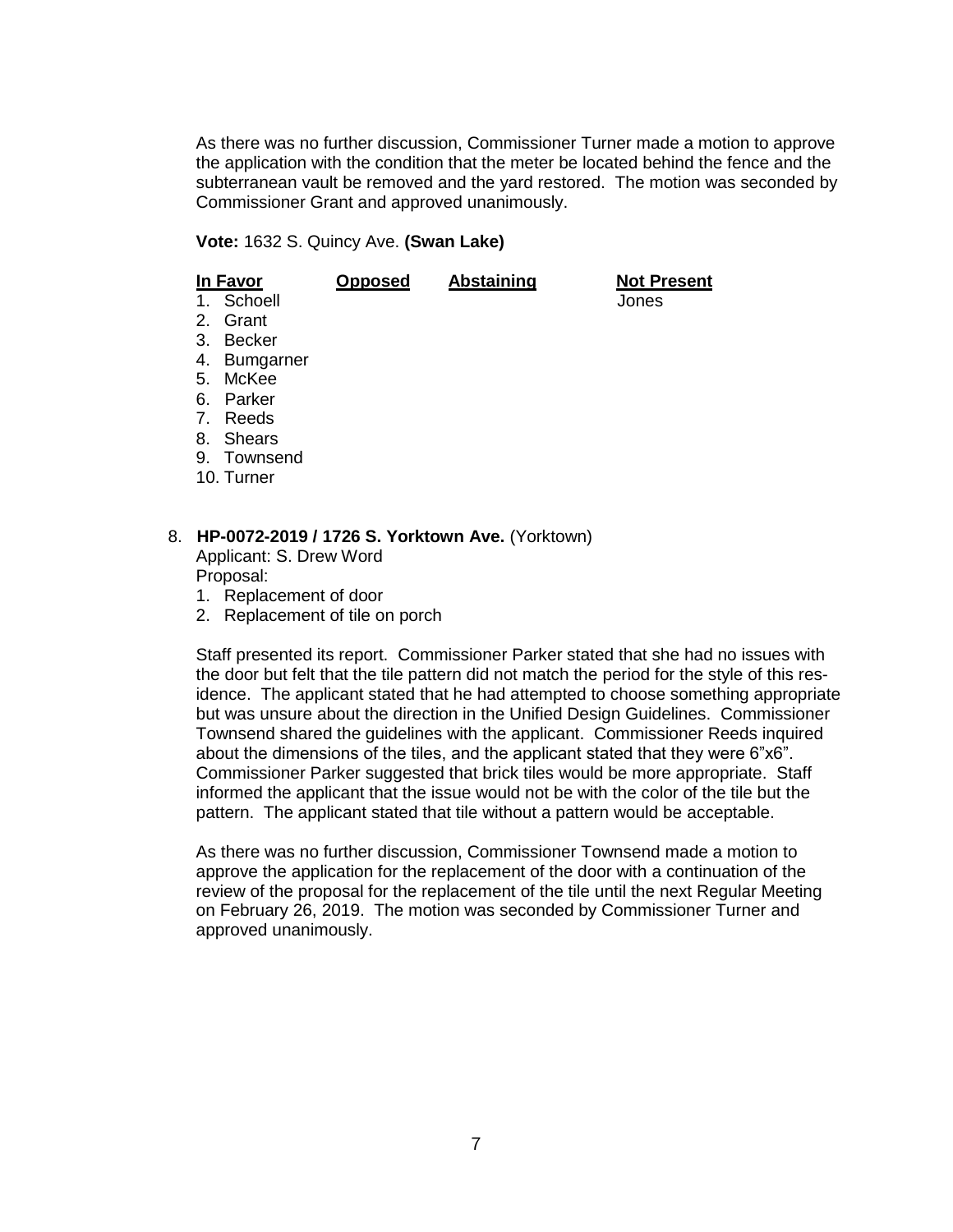As there was no further discussion, Commissioner Turner made a motion to approve the application with the condition that the meter be located behind the fence and the subterranean vault be removed and the yard restored. The motion was seconded by Commissioner Grant and approved unanimously.

**Vote:** 1632 S. Quincy Ave. **(Swan Lake)**

| **In Favor** | **Opposed** | **Abstaining** | **Not Present** |
| --- | --- | --- | --- |
| 1. Schoell | | | Jones |
| 2. Grant | | | |
| 3. Becker | | | |
| 4. Bumgarner | | | |
| 5. McKee | | | |
| 6. Parker | | | |
| 7. Reeds | | | |
| 8. Shears | | | |
| 9. Townsend | | | |
| 10. Turner | | | |

8. **HP-0072-2019 / 1726 S. Yorktown Ave.** (Yorktown)
   Applicant: S. Drew Word
   Proposal:
   1. Replacement of door
   2. Replacement of tile on porch

   Staff presented its report. Commissioner Parker stated that she had no issues with the door but felt that the tile pattern did not match the period for the style of this residence. The applicant stated that he had attempted to choose something appropriate but was unsure about the direction in the Unified Design Guidelines. Commissioner Townsend shared the guidelines with the applicant. Commissioner Reeds inquired about the dimensions of the tiles, and the applicant stated that they were 6"x6". Commissioner Parker suggested that brick tiles would be more appropriate. Staff informed the applicant that the issue would not be with the color of the tile but the pattern. The applicant stated that tile without a pattern would be acceptable.

   As there was no further discussion, Commissioner Townsend made a motion to approve the application for the replacement of the door with a continuation of the review of the proposal for the replacement of the tile until the next Regular Meeting on February 26, 2019. The motion was seconded by Commissioner Turner and approved unanimously.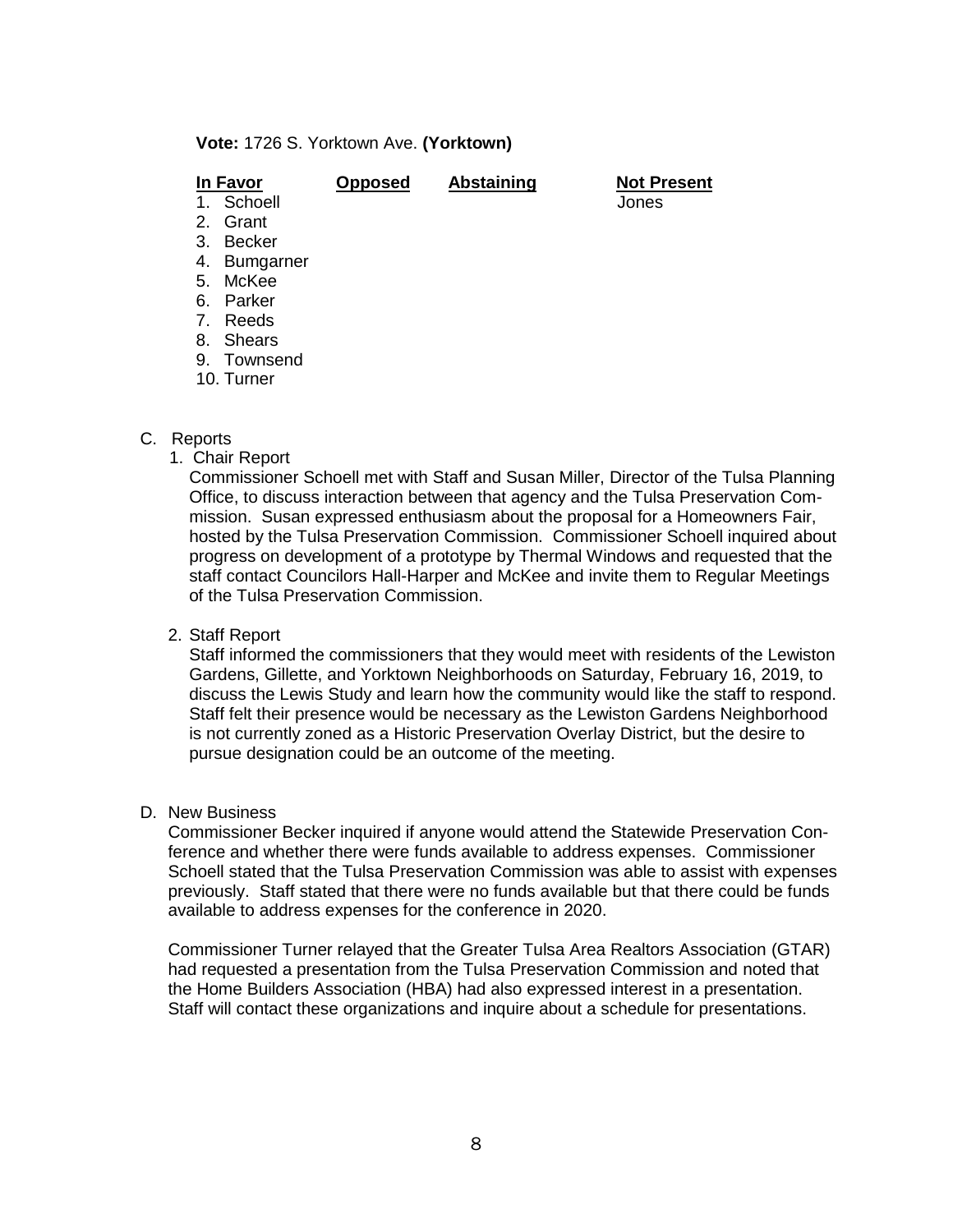**Vote:** 1726 S. Yorktown Ave. **(Yorktown)**

| In Favor | Opposed | Abstaining | Not Present |
| --- | --- | --- | --- |
| 1. Schoell | | | Jones |
| 2. Grant | | | |
| 3. Becker | | | |
| 4. Bumgarner | | | |
| 5. McKee | | | |
| 6. Parker | | | |
| 7. Reeds | | | |
| 8. Shears | | | |
| 9. Townsend | | | |
| 10. Turner | | | |

C. Reports

1. Chair Report

   Commissioner Schoell met with Staff and Susan Miller, Director of the Tulsa Planning Office, to discuss interaction between that agency and the Tulsa Preservation Commission. Susan expressed enthusiasm about the proposal for a Homeowners Fair, hosted by the Tulsa Preservation Commission. Commissioner Schoell inquired about progress on development of a prototype by Thermal Windows and requested that the staff contact Councilors Hall-Harper and McKee and invite them to Regular Meetings of the Tulsa Preservation Commission.

2. Staff Report

   Staff informed the commissioners that they would meet with residents of the Lewiston Gardens, Gillette, and Yorktown Neighborhoods on Saturday, February 16, 2019, to discuss the Lewis Study and learn how the community would like the staff to respond. Staff felt their presence would be necessary as the Lewiston Gardens Neighborhood is not currently zoned as a Historic Preservation Overlay District, but the desire to pursue designation could be an outcome of the meeting.

D. New Business

   Commissioner Becker inquired if anyone would attend the Statewide Preservation Conference and whether there were funds available to address expenses. Commissioner Schoell stated that the Tulsa Preservation Commission was able to assist with expenses previously. Staff stated that there were no funds available but that there could be funds available to address expenses for the conference in 2020.

   Commissioner Turner relayed that the Greater Tulsa Area Realtors Association (GTAR) had requested a presentation from the Tulsa Preservation Commission and noted that the Home Builders Association (HBA) had also expressed interest in a presentation. Staff will contact these organizations and inquire about a schedule for presentations.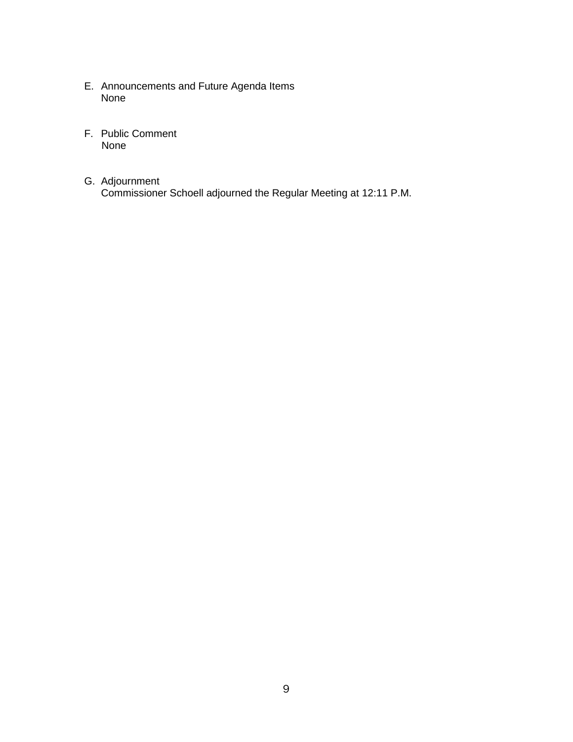E. Announcements and Future Agenda Items

None

F. Public Comment

None

G. Adjournment

Commissioner Schoell adjourned the Regular Meeting at 12:11 P.M.